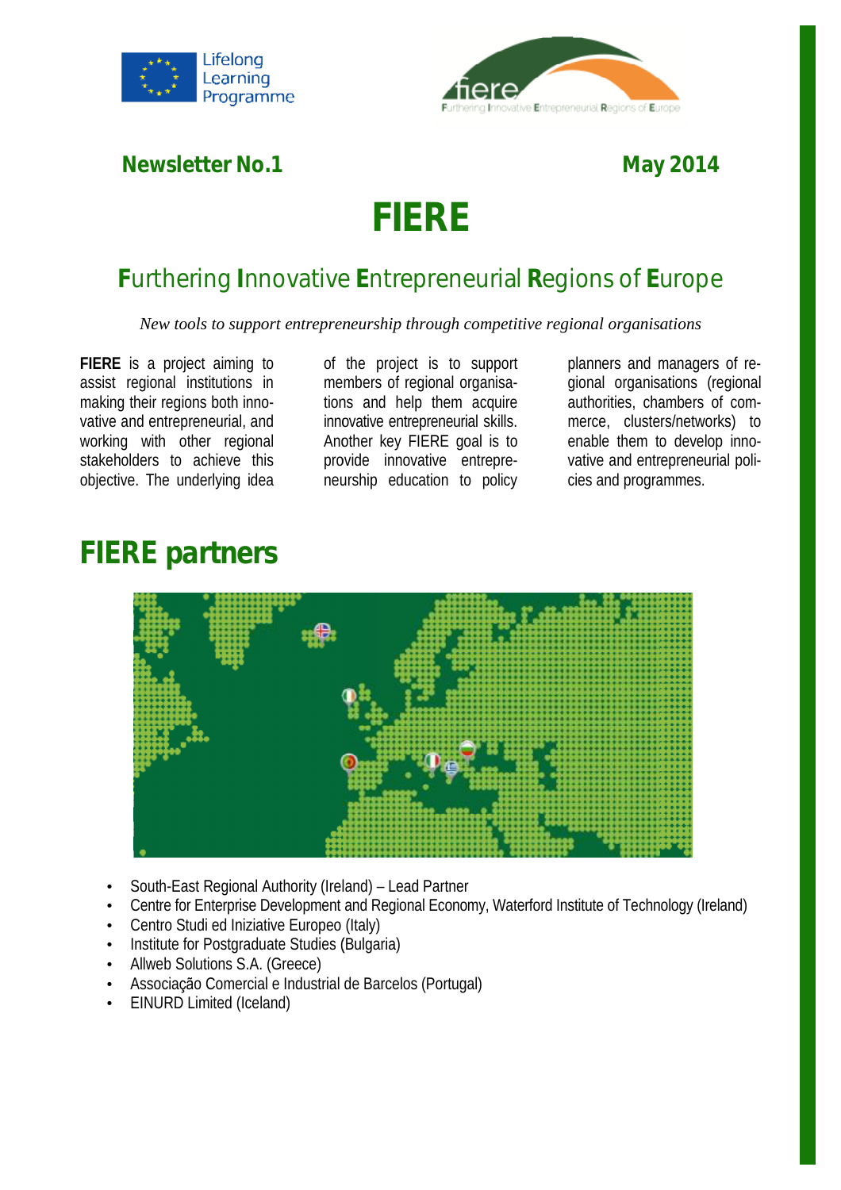Newsletter No.1 May 2014

# FIERE

## **F**urthering **I**nnovative **E**ntrepreneurial **R**egions of **E**urope

*New tools to support entrepreneurship through competitive regional organisations*

**FIERE** is a project aiming to assist regional institutions in making their regions both innovative and entrepreneurial, and working with other regional stakeholders to achieve this objective. The underlying idea of the project is to support members of regional organisations and help them acquire innovative entrepreneurial skills. Another key FIERE goal is to provide innovative entrepreneurship education to policy planners and managers of regional organisations (regional authorities, chambers of commerce, clusters/networks) to enable them to develop innovative and entrepreneurial policies and programmes.

## FIERE partners

- South-East Regional Authority (Ireland) – Lead Partner
- Centre for Enterprise Development and Regional Economy, Waterford Institute of Technology (Ireland)
- Centro Studi ed Iniziative Europeo (Italy)
- Institute for Postgraduate Studies (Bulgaria)
- Allweb Solutions S.A. (Greece)
- Associação Comercial e Industrial de Barcelos (Portugal)
- EINURD Limited (Iceland)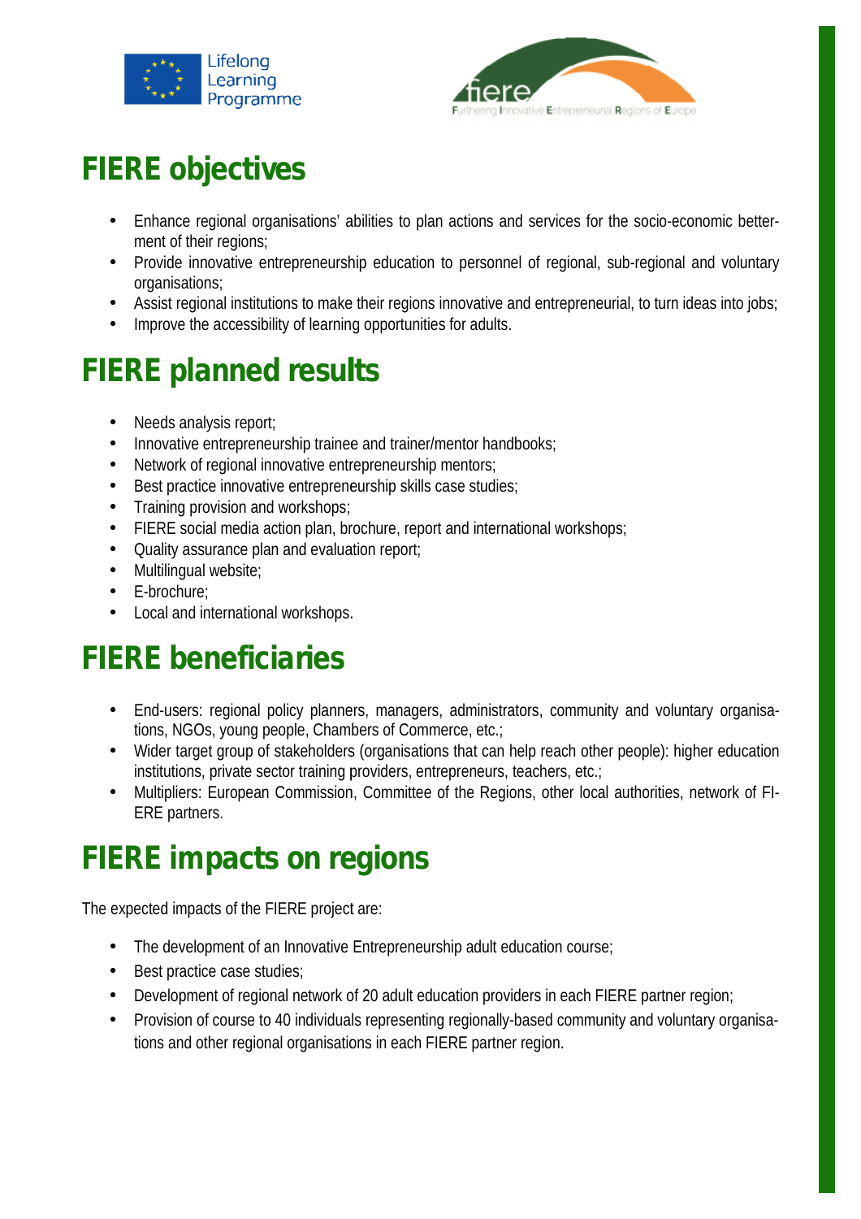## FIERE objectives

- Enhance regional organisations' abilities to plan actions and services for the socio-economic betterment of their regions;
- Provide innovative entrepreneurship education to personnel of regional, sub-regional and voluntary organisations;
- Assist regional institutions to make their regions innovative and entrepreneurial, to turn ideas into jobs;
- Improve the accessibility of learning opportunities for adults.

## FIERE planned results

- Needs analysis report;
- Innovative entrepreneurship trainee and trainer/mentor handbooks;
- Network of regional innovative entrepreneurship mentors;
- Best practice innovative entrepreneurship skills case studies;
- Training provision and workshops;
- FIERE social media action plan, brochure, report and international workshops;
- Quality assurance plan and evaluation report;
- Multilingual website;
- E-brochure;
- Local and international workshops.

## FIERE beneficiaries

- End-users: regional policy planners, managers, administrators, community and voluntary organisations, NGOs, young people, Chambers of Commerce, etc.;
- Wider target group of stakeholders (organisations that can help reach other people): higher education institutions, private sector training providers, entrepreneurs, teachers, etc.;
- Multipliers: European Commission, Committee of the Regions, other local authorities, network of FIERE partners.

## FIERE impacts on regions

The expected impacts of the FIERE project are:

- The development of an Innovative Entrepreneurship adult education course;
- Best practice case studies;
- Development of regional network of 20 adult education providers in each FIERE partner region;
- Provision of course to 40 individuals representing regionally-based community and voluntary organisations and other regional organisations in each FIERE partner region.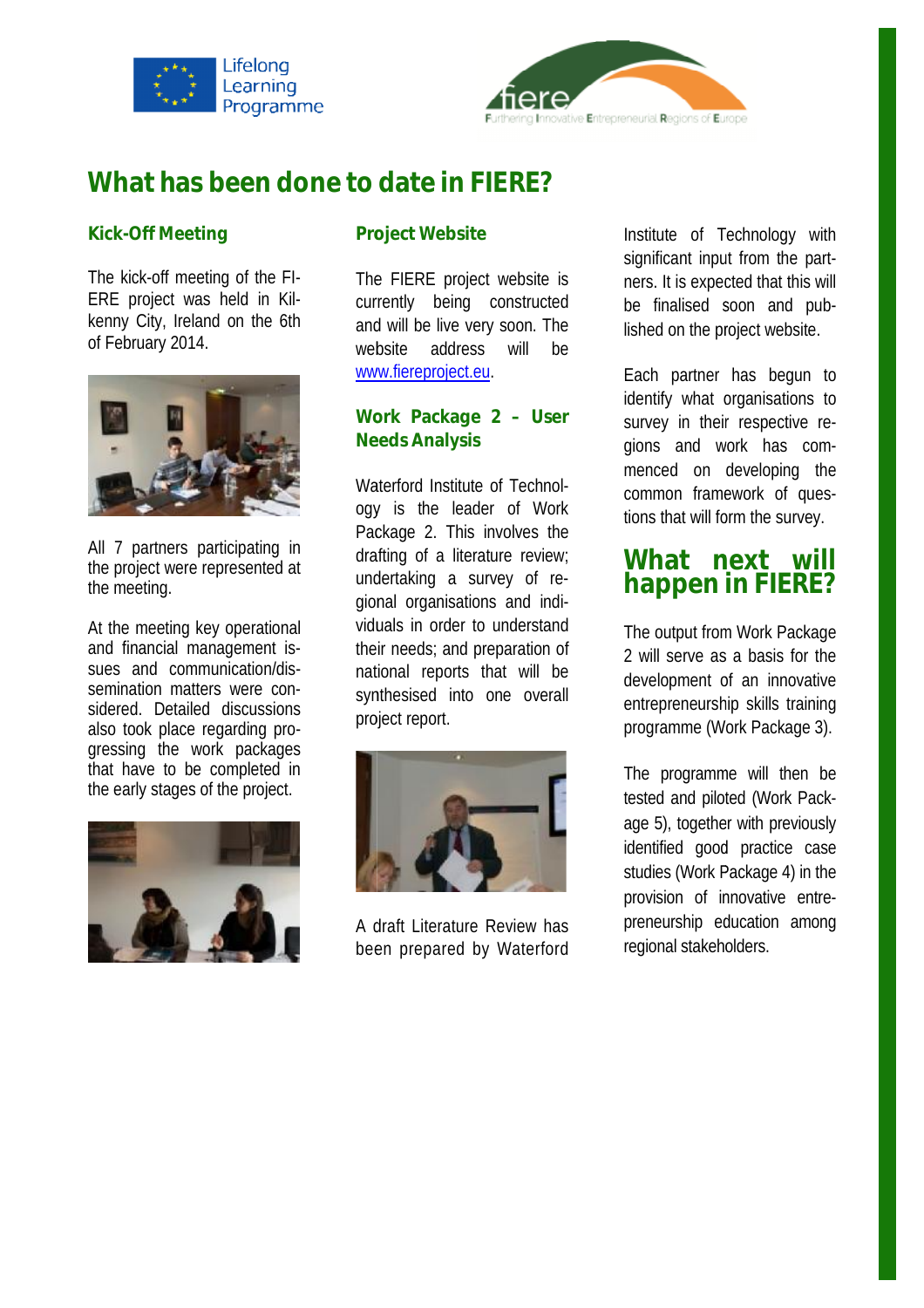# What has been done to date in FIERE?

### Kick-Off Meeting

The kick-off meeting of the FIERE project was held in Kilkenny City, Ireland on the 6th of February 2014.

All 7 partners participating in the project were represented at the meeting.

At the meeting key operational and financial management issues and communication/dissemination matters were considered. Detailed discussions also took place regarding progressing the work packages that have to be completed in the early stages of the project.

### Project Website

The FIERE project website is currently being constructed and will be live very soon. The website address will be www.fiereproject.eu.

### Work Package 2 – User Needs Analysis

Waterford Institute of Technology is the leader of Work Package 2. This involves the drafting of a literature review; undertaking a survey of regional organisations and individuals in order to understand their needs; and preparation of national reports that will be synthesised into one overall project report.

A draft Literature Review has been prepared by Waterford Institute of Technology with significant input from the partners. It is expected that this will be finalised soon and published on the project website.

Each partner has begun to identify what organisations to survey in their respective regions and work has commenced on developing the common framework of questions that will form the survey.

## What next will happen in FIERE?

The output from Work Package 2 will serve as a basis for the development of an innovative entrepreneurship skills training programme (Work Package 3).

The programme will then be tested and piloted (Work Package 5), together with previously identified good practice case studies (Work Package 4) in the provision of innovative entrepreneurship education among regional stakeholders.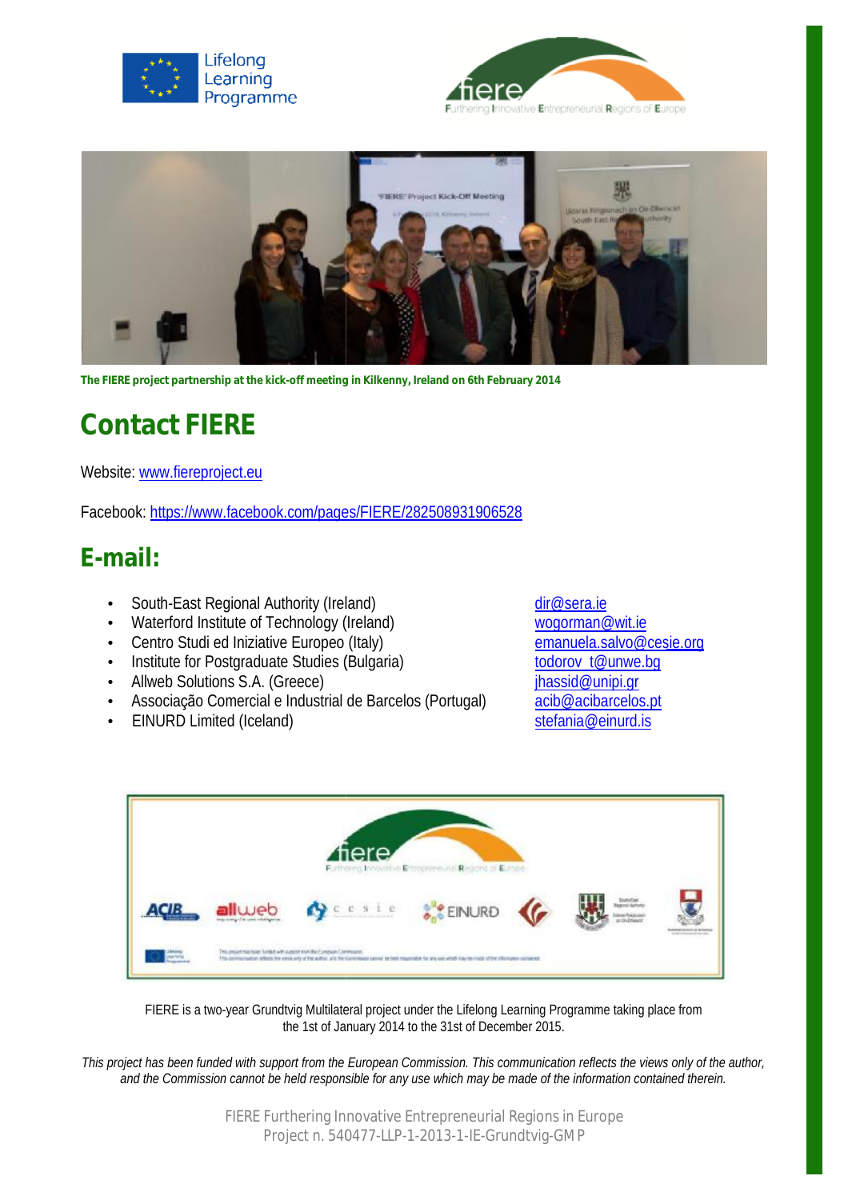The FIERE project partnership at the kick-off meeting in Kilkenny, Ireland on 6th February 2014

# Contact FIERE

Website: www.fiereproject.eu

Facebook: https://www.facebook.com/pages/FIERE/282508931906528

# E-mail:

- South-East Regional Authority (Ireland) dir@sera.ie
- Waterford Institute of Technology (Ireland) wogorman@wit.ie
- Centro Studi ed Iniziative Europeo (Italy) emanuela.salvo@cesie.org
- Institute for Postgraduate Studies (Bulgaria) todorov_t@unwe.bg
- Allweb Solutions S.A. (Greece) jhassid@unipi.gr
- Associação Comercial e Industrial de Barcelos (Portugal) acib@acibarcelos.pt
- EINURD Limited (Iceland) stefania@einurd.is

FIERE is a two-year Grundtvig Multilateral project under the Lifelong Learning Programme taking place from the 1st of January 2014 to the 31st of December 2015.

*This project has been funded with support from the European Commission. This communication reflects the views only of the author, and the Commission cannot be held responsible for any use which may be made of the information contained therein.*

FIERE Furthering Innovative Entrepreneurial Regions in Europe
Project n. 540477-LLP-1-2013-1-IE-Grundtvig-GMP